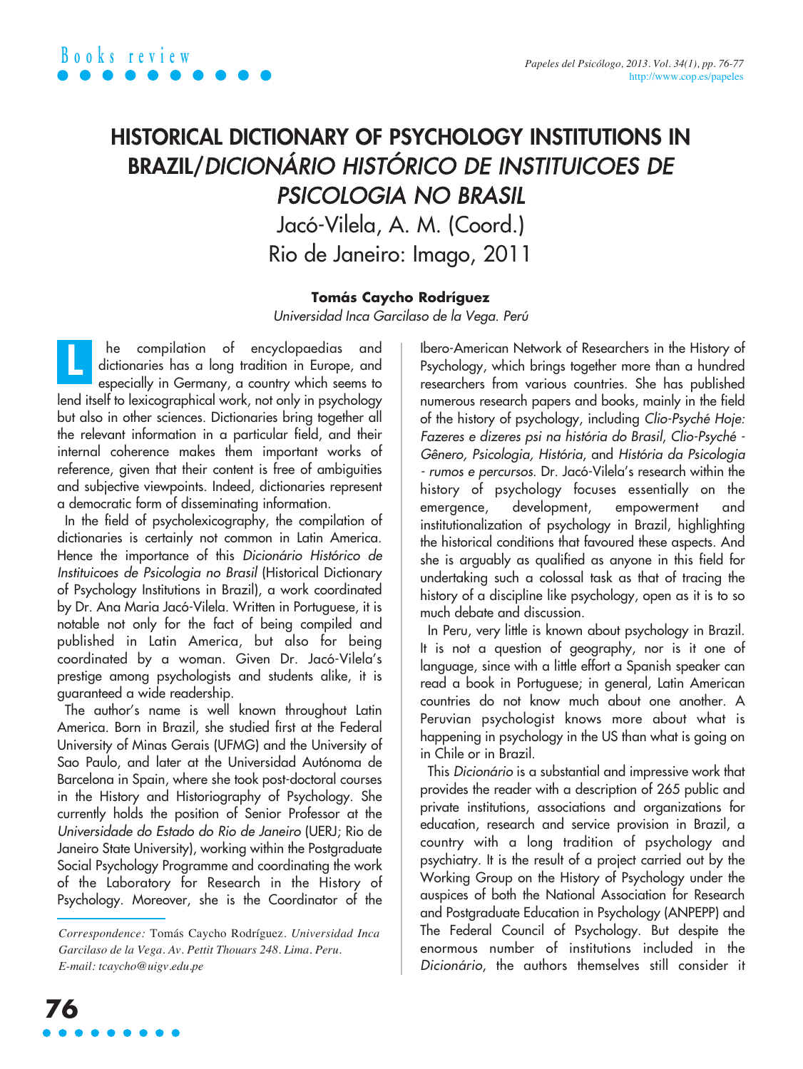Books review

# HISTORICAL DICTIONARY OF PSYCHOLOGY INSTITUTIONS IN BRAZIL/*DICIONÁRIO HISTÓRICO DE INSTITUICOES DE PSICOLOGIA NO BRASIL*

Jacó-Vilela, A. M. (Coord.)
Rio de Janeiro: Imago, 2011

**Tomás Caycho Rodríguez**
*Universidad Inca Garcilaso de la Vega. Perú*

The compilation of encyclopaedias and dictionaries has a long tradition in Europe, and especially in Germany, a country which seems to lend itself to lexicographical work, not only in psychology but also in other sciences. Dictionaries bring together all the relevant information in a particular field, and their internal coherence makes them important works of reference, given that their content is free of ambiguities and subjective viewpoints. Indeed, dictionaries represent a democratic form of disseminating information.

In the field of psycholexicography, the compilation of dictionaries is certainly not common in Latin America. Hence the importance of this *Dicionário Histórico de Instituicoes de Psicologia no Brasil* (Historical Dictionary of Psychology Institutions in Brazil), a work coordinated by Dr. Ana Maria Jacó-Vilela. Written in Portuguese, it is notable not only for the fact of being compiled and published in Latin America, but also for being coordinated by a woman. Given Dr. Jacó-Vilela's prestige among psychologists and students alike, it is guaranteed a wide readership.

The author's name is well known throughout Latin America. Born in Brazil, she studied first at the Federal University of Minas Gerais (UFMG) and the University of Sao Paulo, and later at the Universidad Autónoma de Barcelona in Spain, where she took post-doctoral courses in the History and Historiography of Psychology. She currently holds the position of Senior Professor at the *Universidade do Estado do Rio de Janeiro* (UERJ; Rio de Janeiro State University), working within the Postgraduate Social Psychology Programme and coordinating the work of the Laboratory for Research in the History of Psychology. Moreover, she is the Coordinator of the Ibero-American Network of Researchers in the History of Psychology, which brings together more than a hundred researchers from various countries. She has published numerous research papers and books, mainly in the field of the history of psychology, including *Clio-Psyché Hoje: Fazeres e dizeres psi na história do Brasil*, *Clio-Psyché - Gênero, Psicologia, História*, and *História da Psicologia - rumos e percursos*. Dr. Jacó-Vilela's research within the history of psychology focuses essentially on the emergence, development, empowerment and institutionalization of psychology in Brazil, highlighting the historical conditions that favoured these aspects. And she is arguably as qualified as anyone in this field for undertaking such a colossal task as that of tracing the history of a discipline like psychology, open as it is to so much debate and discussion.

In Peru, very little is known about psychology in Brazil. It is not a question of geography, nor is it one of language, since with a little effort a Spanish speaker can read a book in Portuguese; in general, Latin American countries do not know much about one another. A Peruvian psychologist knows more about what is happening in psychology in the US than what is going on in Chile or in Brazil.

This *Dicionário* is a substantial and impressive work that provides the reader with a description of 265 public and private institutions, associations and organizations for education, research and service provision in Brazil, a country with a long tradition of psychology and psychiatry. It is the result of a project carried out by the Working Group on the History of Psychology under the auspices of both the National Association for Research and Postgraduate Education in Psychology (ANPEPP) and The Federal Council of Psychology. But despite the enormous number of institutions included in the *Dicionário*, the authors themselves still consider it

*Correspondence:* Tomás Caycho Rodríguez. *Universidad Inca Garcilaso de la Vega. Av. Pettit Thouars 248. Lima. Peru. E-mail: tcaycho@uigv.edu.pe*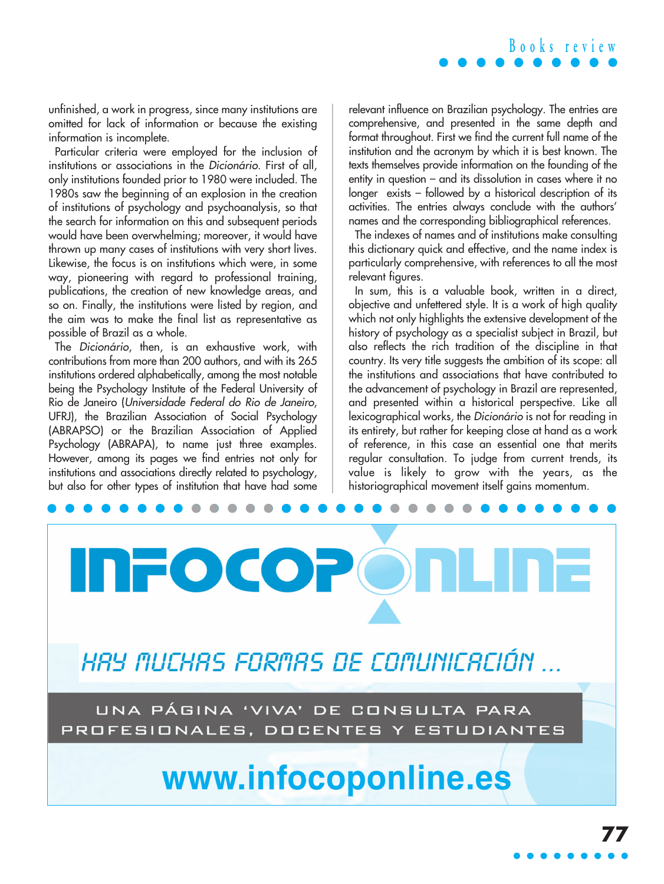unfinished, a work in progress, since many institutions are omitted for lack of information or because the existing information is incomplete.

Particular criteria were employed for the inclusion of institutions or associations in the *Dicionário*. First of all, only institutions founded prior to 1980 were included. The 1980s saw the beginning of an explosion in the creation of institutions of psychology and psychoanalysis, so that the search for information on this and subsequent periods would have been overwhelming; moreover, it would have thrown up many cases of institutions with very short lives. Likewise, the focus is on institutions which were, in some way, pioneering with regard to professional training, publications, the creation of new knowledge areas, and so on. Finally, the institutions were listed by region, and the aim was to make the final list as representative as possible of Brazil as a whole.

The *Dicionário*, then, is an exhaustive work, with contributions from more than 200 authors, and with its 265 institutions ordered alphabetically, among the most notable being the Psychology Institute of the Federal University of Rio de Janeiro (*Universidade Federal do Rio de Janeiro*, UFRJ), the Brazilian Association of Social Psychology (ABRAPSO) or the Brazilian Association of Applied Psychology (ABRAPA), to name just three examples. However, among its pages we find entries not only for institutions and associations directly related to psychology, but also for other types of institution that have had some relevant influence on Brazilian psychology. The entries are comprehensive, and presented in the same depth and format throughout. First we find the current full name of the institution and the acronym by which it is best known. The texts themselves provide information on the founding of the entity in question – and its dissolution in cases where it no longer exists – followed by a historical description of its activities. The entries always conclude with the authors' names and the corresponding bibliographical references.

The indexes of names and of institutions make consulting this dictionary quick and effective, and the name index is particularly comprehensive, with references to all the most relevant figures.

In sum, this is a valuable book, written in a direct, objective and unfettered style. It is a work of high quality which not only highlights the extensive development of the history of psychology as a specialist subject in Brazil, but also reflects the rich tradition of the discipline in that country. Its very title suggests the ambition of its scope: all the institutions and associations that have contributed to the advancement of psychology in Brazil are represented, and presented within a historical perspective. Like all lexicographical works, the *Dicionário* is not for reading in its entirety, but rather for keeping close at hand as a work of reference, in this case an essential one that merits regular consultation. To judge from current trends, its value is likely to grow with the years, as the historiographical movement itself gains momentum.

INFOCOP ONLINE

HAY MUCHAS FORMAS DE COMUNICACIÓN ...

UNA PÁGINA 'VIVA' DE CONSULTA PARA PROFESIONALES, DOCENTES Y ESTUDIANTES

www.infocoponline.es